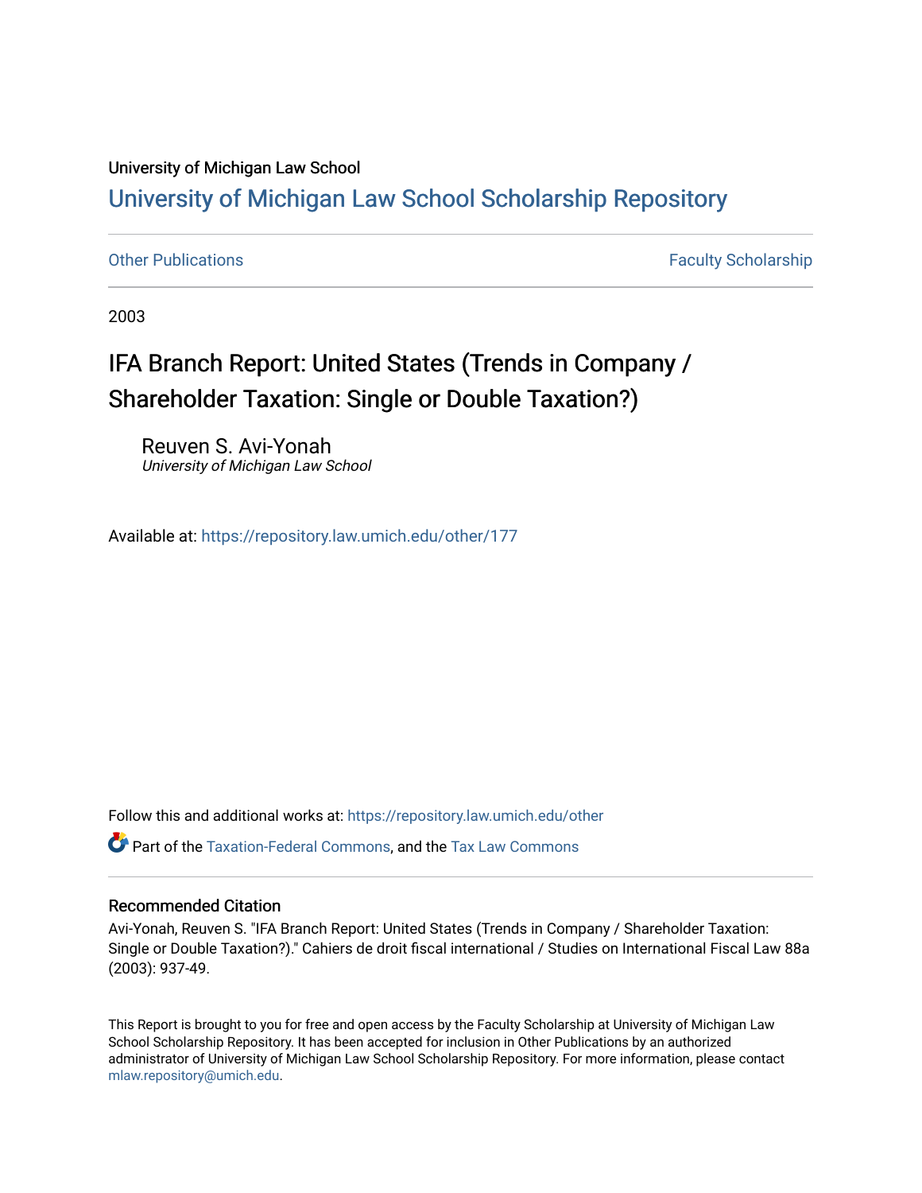University of Michigan Law School

# University of Michigan Law School Scholarship Repository

Other Publications | Faculty Scholarship

2003

## IFA Branch Report: United States (Trends in Company / Shareholder Taxation: Single or Double Taxation?)

Reuven S. Avi-Yonah
*University of Michigan Law School*

Available at: https://repository.law.umich.edu/other/177

Follow this and additional works at: https://repository.law.umich.edu/other

Part of the Taxation-Federal Commons, and the Tax Law Commons

### Recommended Citation

Avi-Yonah, Reuven S. "IFA Branch Report: United States (Trends in Company / Shareholder Taxation: Single or Double Taxation?)." Cahiers de droit fiscal international / Studies on International Fiscal Law 88a (2003): 937-49.

This Report is brought to you for free and open access by the Faculty Scholarship at University of Michigan Law School Scholarship Repository. It has been accepted for inclusion in Other Publications by an authorized administrator of University of Michigan Law School Scholarship Repository. For more information, please contact mlaw.repository@umich.edu.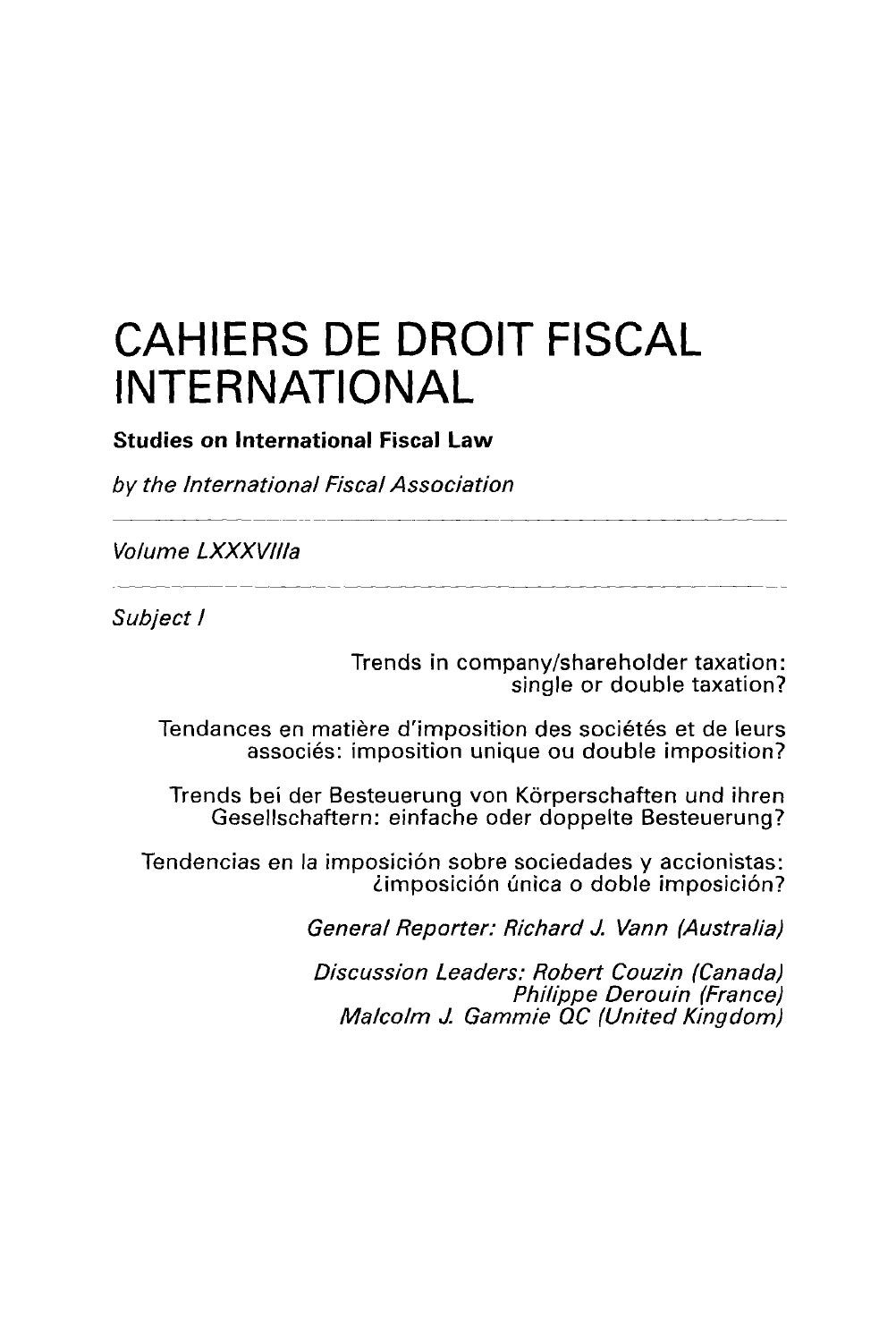# CAHIERS DE DROIT FISCAL INTERNATIONAL

**Studies on International Fiscal Law**

*by the International Fiscal Association*

---

*Volume LXXXVIIIa*

---

*Subject I*

Trends in company/shareholder taxation: single or double taxation?

Tendances en matière d'imposition des sociétés et de leurs associés: imposition unique ou double imposition?

Trends bei der Besteuerung von Körperschaften und ihren Gesellschaftern: einfache oder doppelte Besteuerung?

Tendencias en la imposición sobre sociedades y accionistas: ¿imposición única o doble imposición?

*General Reporter: Richard J. Vann (Australia)*

*Discussion Leaders: Robert Couzin (Canada)*
*Philippe Derouin (France)*
*Malcolm J. Gammie QC (United Kingdom)*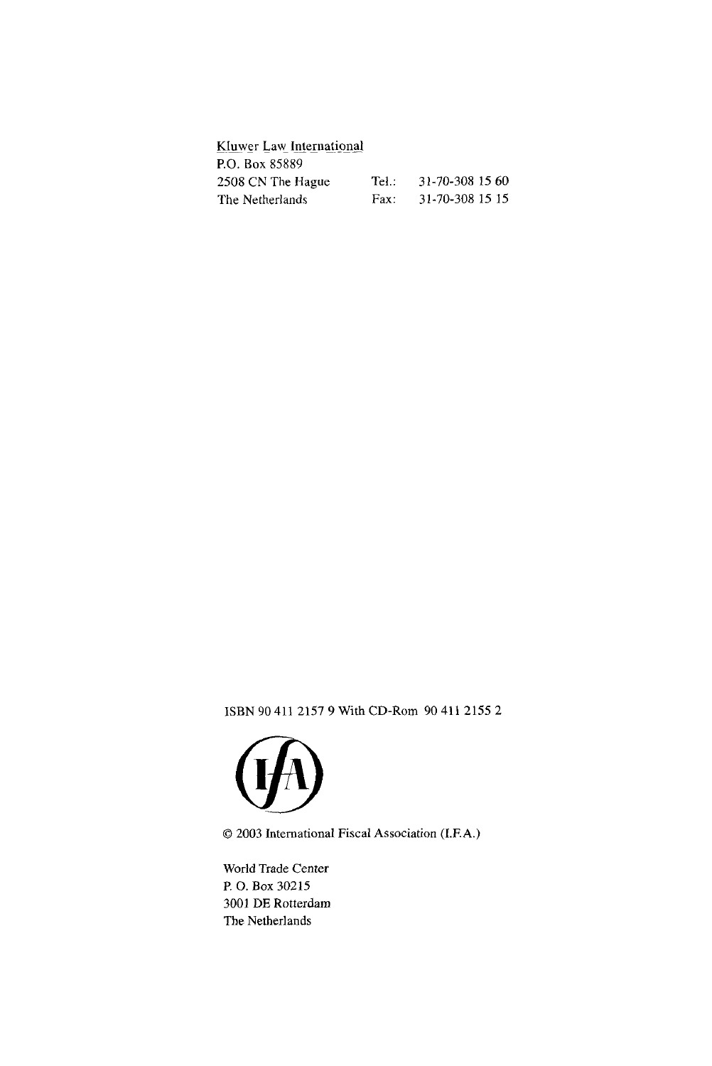Kluwer Law International
P.O. Box 85889

| | | |
|---|---|---|
| 2508 CN The Hague | Tel.: | 31-70-308 15 60 |
| The Netherlands | Fax: | 31-70-308 15 15 |

ISBN 90 411 2157 9 With CD-Rom 90 411 2155 2

© 2003 International Fiscal Association (I.F.A.)

World Trade Center
P. O. Box 30215
3001 DE Rotterdam
The Netherlands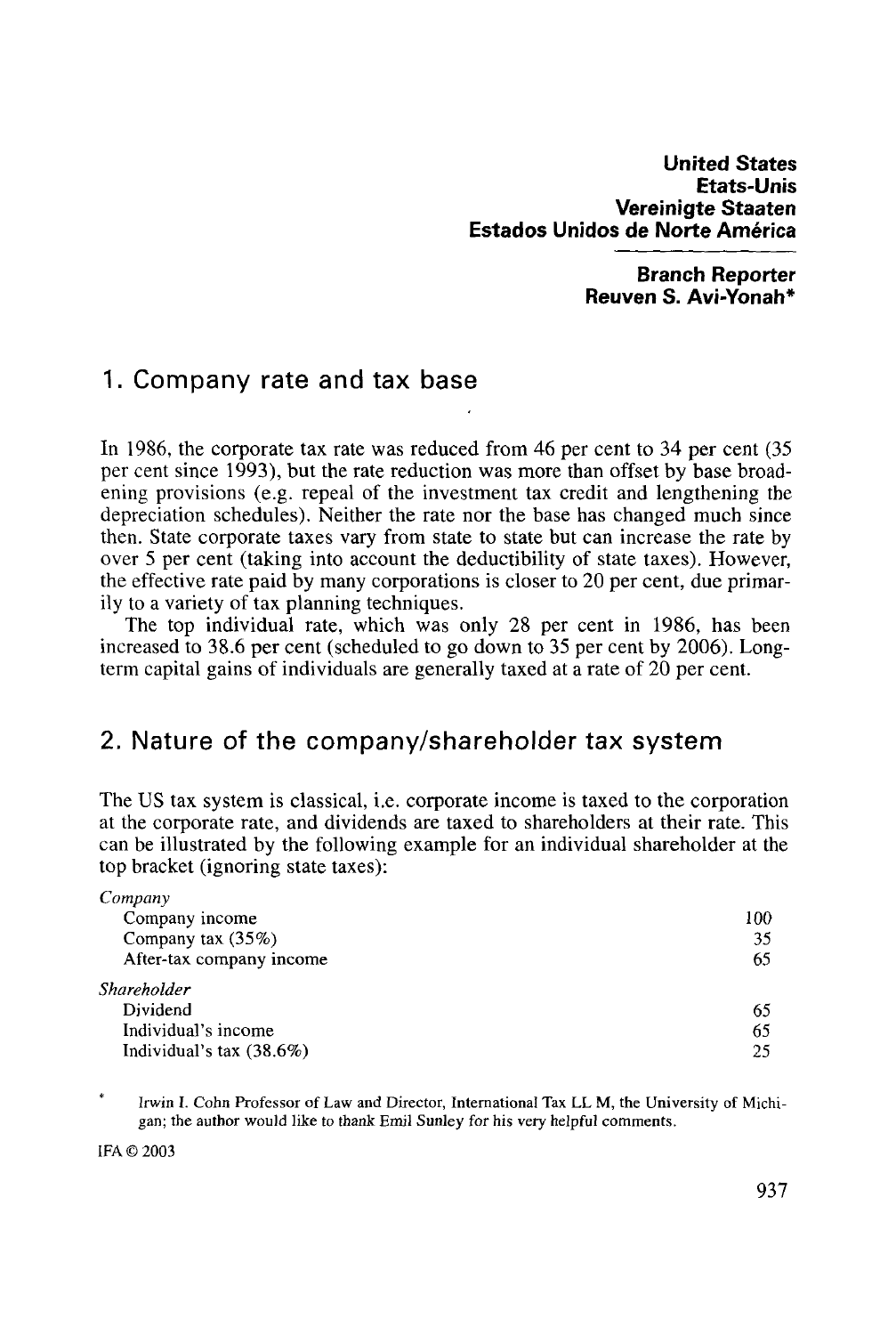**United States**
**Etats-Unis**
**Vereinigte Staaten**
**Estados Unidos de Norte América**

**Branch Reporter**
**Reuven S. Avi-Yonah***

## 1. Company rate and tax base

In 1986, the corporate tax rate was reduced from 46 per cent to 34 per cent (35 per cent since 1993), but the rate reduction was more than offset by base broadening provisions (e.g. repeal of the investment tax credit and lengthening the depreciation schedules). Neither the rate nor the base has changed much since then. State corporate taxes vary from state to state but can increase the rate by over 5 per cent (taking into account the deductibility of state taxes). However, the effective rate paid by many corporations is closer to 20 per cent, due primarily to a variety of tax planning techniques.

The top individual rate, which was only 28 per cent in 1986, has been increased to 38.6 per cent (scheduled to go down to 35 per cent by 2006). Long-term capital gains of individuals are generally taxed at a rate of 20 per cent.

## 2. Nature of the company/shareholder tax system

The US tax system is classical, i.e. corporate income is taxed to the corporation at the corporate rate, and dividends are taxed to shareholders at their rate. This can be illustrated by the following example for an individual shareholder at the top bracket (ignoring state taxes):

| | |
|---|---|
| *Company* | |
| Company income | 100 |
| Company tax (35%) | 35 |
| After-tax company income | 65 |
| *Shareholder* | |
| Dividend | 65 |
| Individual's income | 65 |
| Individual's tax (38.6%) | 25 |

\* Irwin I. Cohn Professor of Law and Director, International Tax LL M, the University of Michigan; the author would like to thank Emil Sunley for his very helpful comments.

IFA © 2003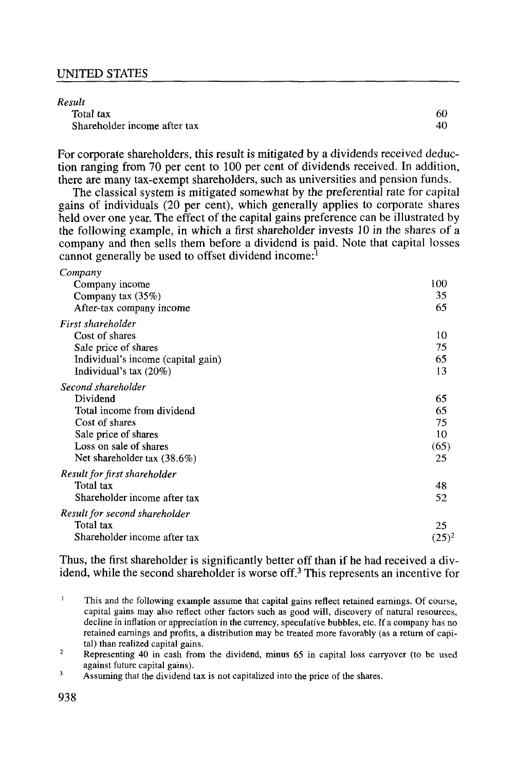| *Result* | |
|---|---|
| Total tax | 60 |
| Shareholder income after tax | 40 |

For corporate shareholders, this result is mitigated by a dividends received deduction ranging from 70 per cent to 100 per cent of dividends received. In addition, there are many tax-exempt shareholders, such as universities and pension funds.

The classical system is mitigated somewhat by the preferential rate for capital gains of individuals (20 per cent), which generally applies to corporate shares held over one year. The effect of the capital gains preference can be illustrated by the following example, in which a first shareholder invests 10 in the shares of a company and then sells them before a dividend is paid. Note that capital losses cannot generally be used to offset dividend income:[1]

| | |
|---|---|
| *Company* | |
| Company income | 100 |
| Company tax (35%) | 35 |
| After-tax company income | 65 |
| *First shareholder* | |
| Cost of shares | 10 |
| Sale price of shares | 75 |
| Individual's income (capital gain) | 65 |
| Individual's tax (20%) | 13 |
| *Second shareholder* | |
| Dividend | 65 |
| Total income from dividend | 65 |
| Cost of shares | 75 |
| Sale price of shares | 10 |
| Loss on sale of shares | (65) |
| Net shareholder tax (38.6%) | 25 |
| *Result for first shareholder* | |
| Total tax | 48 |
| Shareholder income after tax | 52 |
| *Result for second shareholder* | |
| Total tax | 25 |
| Shareholder income after tax | (25)[2] |

Thus, the first shareholder is significantly better off than if he had received a dividend, while the second shareholder is worse off.[3] This represents an incentive for

[1] This and the following example assume that capital gains reflect retained earnings. Of course, capital gains may also reflect other factors such as good will, discovery of natural resources, decline in inflation or appreciation in the currency, speculative bubbles, etc. If a company has no retained earnings and profits, a distribution may be treated more favorably (as a return of capital) than realized capital gains.

[2] Representing 40 in cash from the dividend, minus 65 in capital loss carryover (to be used against future capital gains).

[3] Assuming that the dividend tax is not capitalized into the price of the shares.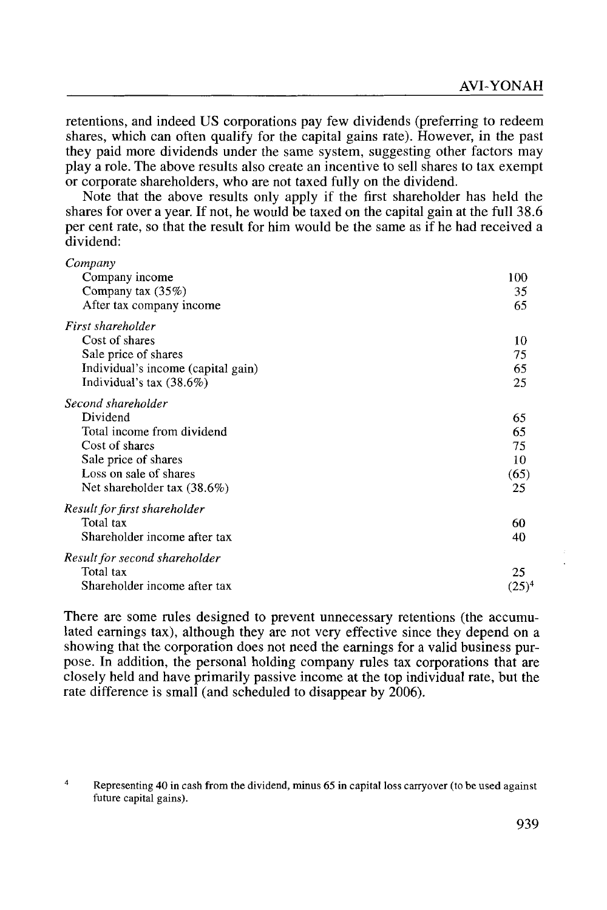retentions, and indeed US corporations pay few dividends (preferring to redeem shares, which can often qualify for the capital gains rate). However, in the past they paid more dividends under the same system, suggesting other factors may play a role. The above results also create an incentive to sell shares to tax exempt or corporate shareholders, who are not taxed fully on the dividend.

Note that the above results only apply if the first shareholder has held the shares for over a year. If not, he would be taxed on the capital gain at the full 38.6 per cent rate, so that the result for him would be the same as if he had received a dividend:

| | |
|---|---|
| *Company* | |
| Company income | 100 |
| Company tax (35%) | 35 |
| After tax company income | 65 |
| *First shareholder* | |
| Cost of shares | 10 |
| Sale price of shares | 75 |
| Individual's income (capital gain) | 65 |
| Individual's tax (38.6%) | 25 |
| *Second shareholder* | |
| Dividend | 65 |
| Total income from dividend | 65 |
| Cost of shares | 75 |
| Sale price of shares | 10 |
| Loss on sale of shares | (65) |
| Net shareholder tax (38.6%) | 25 |
| *Result for first shareholder* | |
| Total tax | 60 |
| Shareholder income after tax | 40 |
| *Result for second shareholder* | |
| Total tax | 25 |
| Shareholder income after tax | (25)[4] |

There are some rules designed to prevent unnecessary retentions (the accumulated earnings tax), although they are not very effective since they depend on a showing that the corporation does not need the earnings for a valid business purpose. In addition, the personal holding company rules tax corporations that are closely held and have primarily passive income at the top individual rate, but the rate difference is small (and scheduled to disappear by 2006).

[4] Representing 40 in cash from the dividend, minus 65 in capital loss carryover (to be used against future capital gains).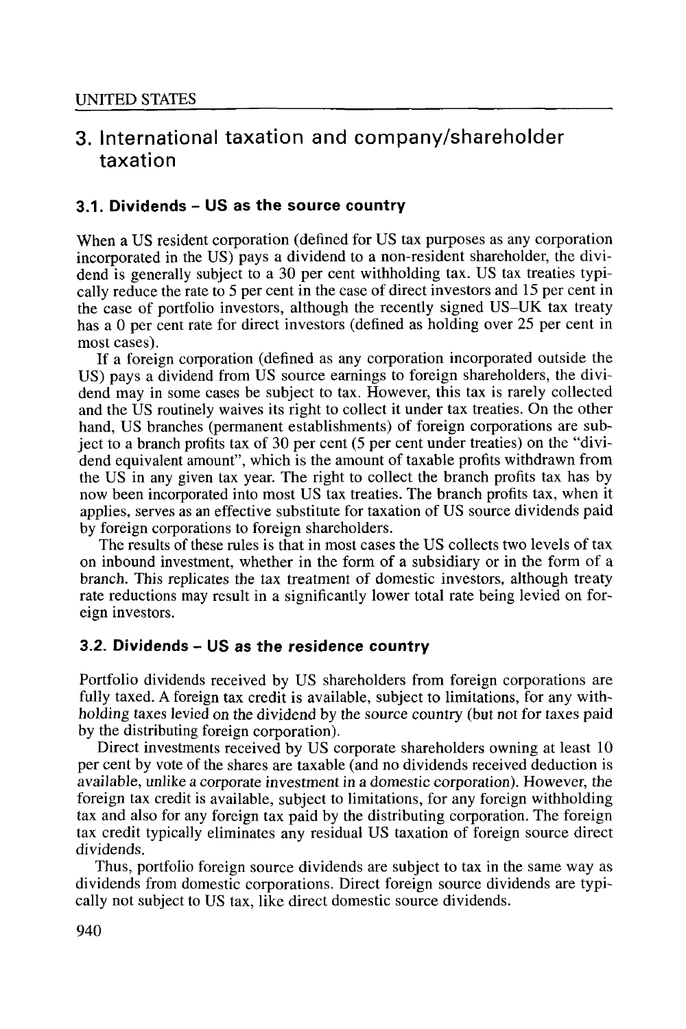## 3. International taxation and company/shareholder taxation

### 3.1. Dividends – US as the source country

When a US resident corporation (defined for US tax purposes as any corporation incorporated in the US) pays a dividend to a non-resident shareholder, the dividend is generally subject to a 30 per cent withholding tax. US tax treaties typically reduce the rate to 5 per cent in the case of direct investors and 15 per cent in the case of portfolio investors, although the recently signed US–UK tax treaty has a 0 per cent rate for direct investors (defined as holding over 25 per cent in most cases).

If a foreign corporation (defined as any corporation incorporated outside the US) pays a dividend from US source earnings to foreign shareholders, the dividend may in some cases be subject to tax. However, this tax is rarely collected and the US routinely waives its right to collect it under tax treaties. On the other hand, US branches (permanent establishments) of foreign corporations are subject to a branch profits tax of 30 per cent (5 per cent under treaties) on the "dividend equivalent amount", which is the amount of taxable profits withdrawn from the US in any given tax year. The right to collect the branch profits tax has by now been incorporated into most US tax treaties. The branch profits tax, when it applies, serves as an effective substitute for taxation of US source dividends paid by foreign corporations to foreign shareholders.

The results of these rules is that in most cases the US collects two levels of tax on inbound investment, whether in the form of a subsidiary or in the form of a branch. This replicates the tax treatment of domestic investors, although treaty rate reductions may result in a significantly lower total rate being levied on foreign investors.

### 3.2. Dividends – US as the *residence* country

Portfolio dividends received by US shareholders from foreign corporations are fully taxed. A foreign tax credit is available, subject to limitations, for any withholding taxes levied on the dividend by the source country (but not for taxes paid by the distributing foreign corporation).

Direct investments received by US corporate shareholders owning at least 10 per cent by vote of the shares are taxable (and no dividends received deduction is available, unlike a corporate investment in a domestic corporation). However, the foreign tax credit is available, subject to limitations, for any foreign withholding tax and also for any foreign tax paid by the distributing corporation. The foreign tax credit typically eliminates any residual US taxation of foreign source direct dividends.

Thus, portfolio foreign source dividends are subject to tax in the same way as dividends from domestic corporations. Direct foreign source dividends are typically not subject to US tax, like direct domestic source dividends.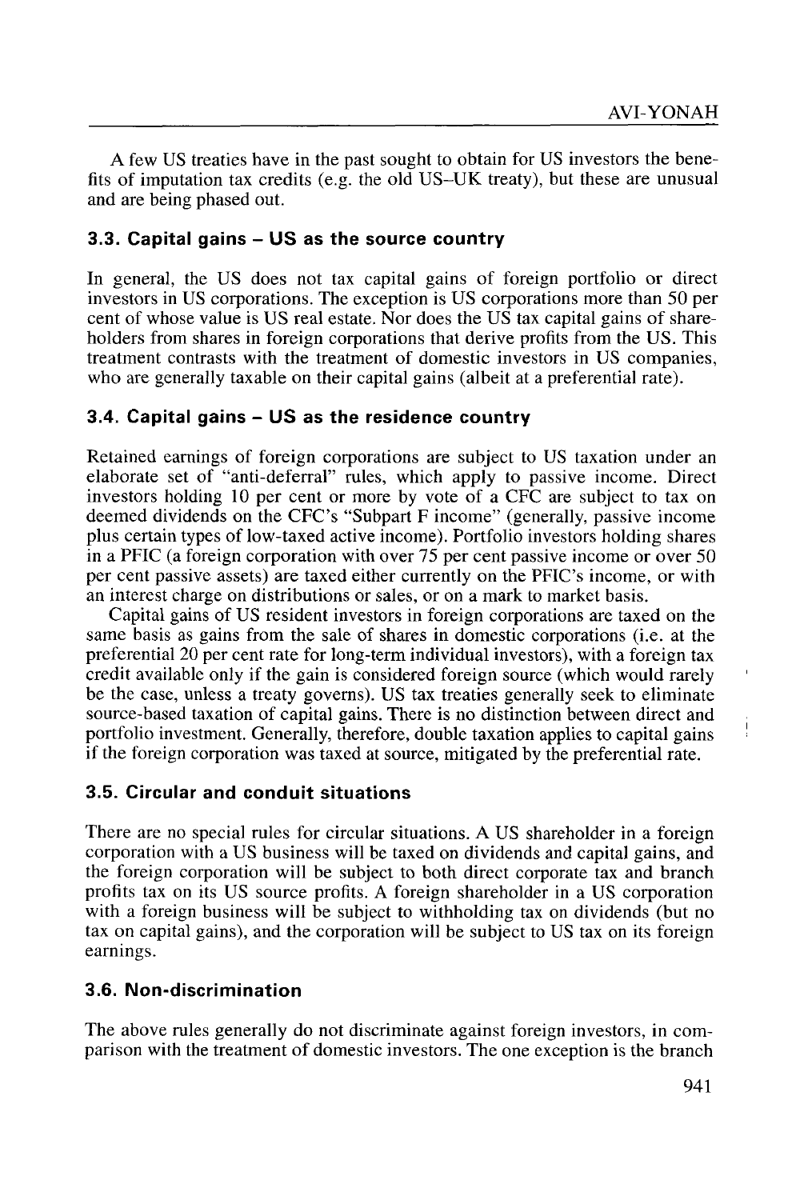A few US treaties have in the past sought to obtain for US investors the benefits of imputation tax credits (e.g. the old US–UK treaty), but these are unusual and are being phased out.

### 3.3. Capital gains – US as the source country

In general, the US does not tax capital gains of foreign portfolio or direct investors in US corporations. The exception is US corporations more than 50 per cent of whose value is US real estate. Nor does the US tax capital gains of shareholders from shares in foreign corporations that derive profits from the US. This treatment contrasts with the treatment of domestic investors in US companies, who are generally taxable on their capital gains (albeit at a preferential rate).

### 3.4. Capital gains – US as the residence country

Retained earnings of foreign corporations are subject to US taxation under an elaborate set of "anti-deferral" rules, which apply to passive income. Direct investors holding 10 per cent or more by vote of a CFC are subject to tax on deemed dividends on the CFC's "Subpart F income" (generally, passive income plus certain types of low-taxed active income). Portfolio investors holding shares in a PFIC (a foreign corporation with over 75 per cent passive income or over 50 per cent passive assets) are taxed either currently on the PFIC's income, or with an interest charge on distributions or sales, or on a mark to market basis.

Capital gains of US resident investors in foreign corporations are taxed on the same basis as gains from the sale of shares in domestic corporations (i.e. at the preferential 20 per cent rate for long-term individual investors), with a foreign tax credit available only if the gain is considered foreign source (which would rarely be the case, unless a treaty governs). US tax treaties generally seek to eliminate source-based taxation of capital gains. There is no distinction between direct and portfolio investment. Generally, therefore, double taxation applies to capital gains if the foreign corporation was taxed at source, mitigated by the preferential rate.

### 3.5. Circular and conduit situations

There are no special rules for circular situations. A US shareholder in a foreign corporation with a US business will be taxed on dividends and capital gains, and the foreign corporation will be subject to both direct corporate tax and branch profits tax on its US source profits. A foreign shareholder in a US corporation with a foreign business will be subject to withholding tax on dividends (but no tax on capital gains), and the corporation will be subject to US tax on its foreign earnings.

### 3.6. Non-discrimination

The above rules generally do not discriminate against foreign investors, in comparison with the treatment of domestic investors. The one exception is the branch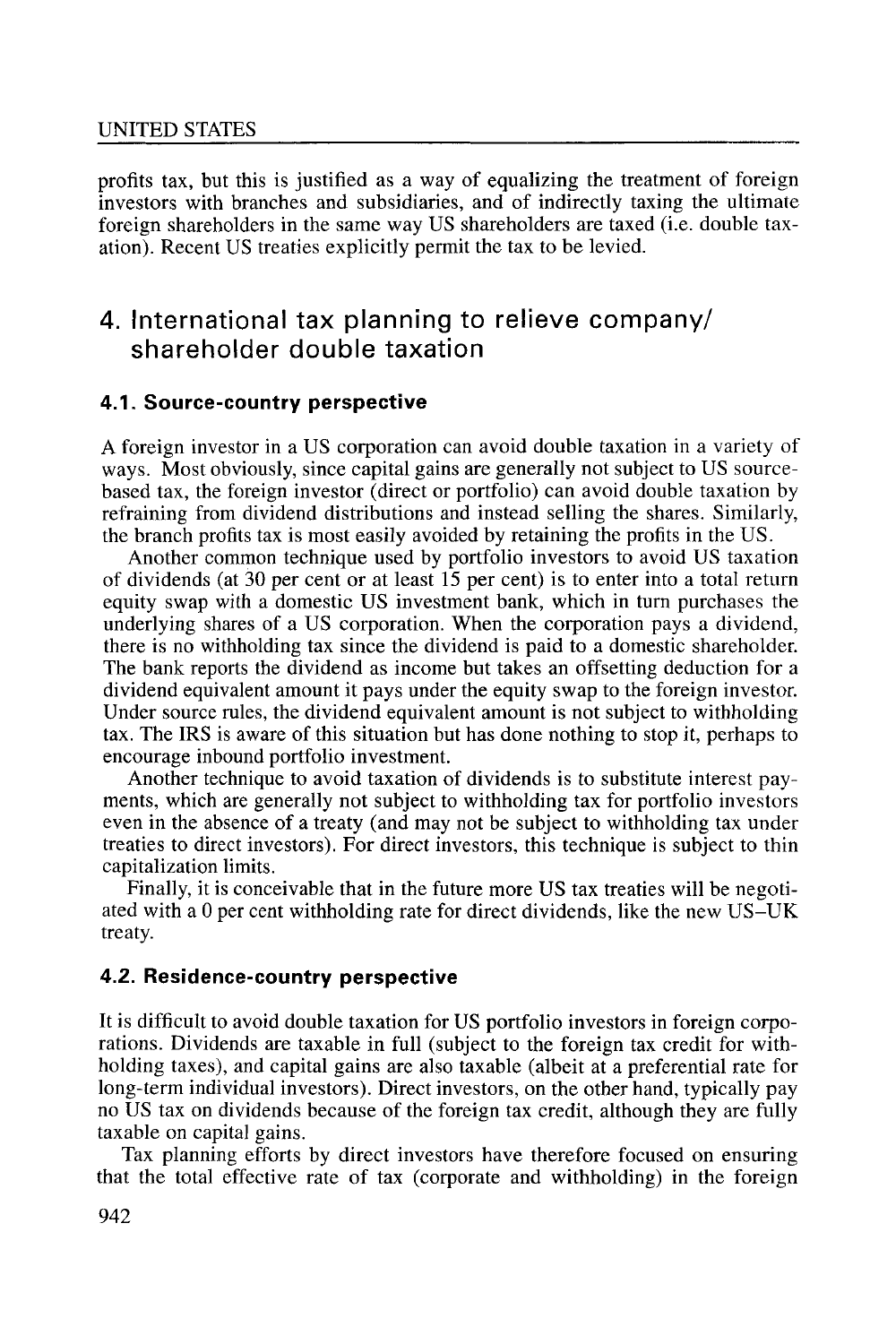profits tax, but this is justified as a way of equalizing the treatment of foreign investors with branches and subsidiaries, and of indirectly taxing the ultimate foreign shareholders in the same way US shareholders are taxed (i.e. double taxation). Recent US treaties explicitly permit the tax to be levied.

## 4. International tax planning to relieve company/shareholder double taxation

### 4.1. Source-country perspective

A foreign investor in a US corporation can avoid double taxation in a variety of ways. Most obviously, since capital gains are generally not subject to US source-based tax, the foreign investor (direct or portfolio) can avoid double taxation by refraining from dividend distributions and instead selling the shares. Similarly, the branch profits tax is most easily avoided by retaining the profits in the US.

Another common technique used by portfolio investors to avoid US taxation of dividends (at 30 per cent or at least 15 per cent) is to enter into a total return equity swap with a domestic US investment bank, which in turn purchases the underlying shares of a US corporation. When the corporation pays a dividend, there is no withholding tax since the dividend is paid to a domestic shareholder. The bank reports the dividend as income but takes an offsetting deduction for a dividend equivalent amount it pays under the equity swap to the foreign investor. Under source rules, the dividend equivalent amount is not subject to withholding tax. The IRS is aware of this situation but has done nothing to stop it, perhaps to encourage inbound portfolio investment.

Another technique to avoid taxation of dividends is to substitute interest payments, which are generally not subject to withholding tax for portfolio investors even in the absence of a treaty (and may not be subject to withholding tax under treaties to direct investors). For direct investors, this technique is subject to thin capitalization limits.

Finally, it is conceivable that in the future more US tax treaties will be negotiated with a 0 per cent withholding rate for direct dividends, like the new US–UK treaty.

### 4.2. Residence-country perspective

It is difficult to avoid double taxation for US portfolio investors in foreign corporations. Dividends are taxable in full (subject to the foreign tax credit for withholding taxes), and capital gains are also taxable (albeit at a preferential rate for long-term individual investors). Direct investors, on the other hand, typically pay no US tax on dividends because of the foreign tax credit, although they are fully taxable on capital gains.

Tax planning efforts by direct investors have therefore focused on ensuring that the total effective rate of tax (corporate and withholding) in the foreign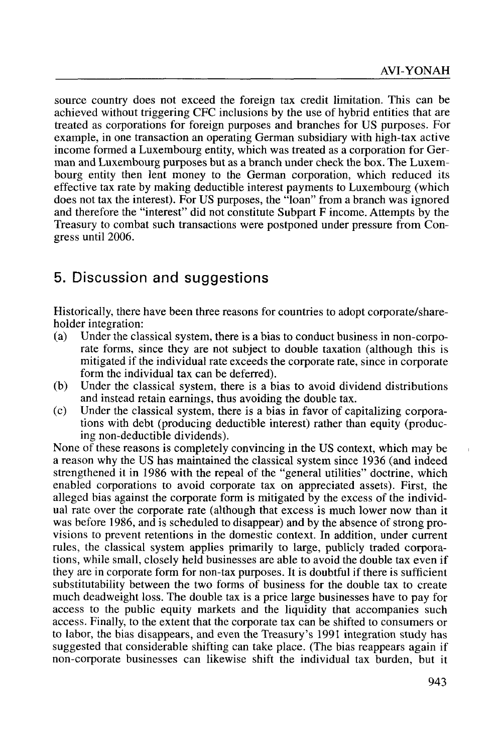source country does not exceed the foreign tax credit limitation. This can be achieved without triggering CFC inclusions by the use of hybrid entities that are treated as corporations for foreign purposes and branches for US purposes. For example, in one transaction an operating German subsidiary with high-tax active income formed a Luxembourg entity, which was treated as a corporation for German and Luxembourg purposes but as a branch under check the box. The Luxembourg entity then lent money to the German corporation, which reduced its effective tax rate by making deductible interest payments to Luxembourg (which does not tax the interest). For US purposes, the "loan" from a branch was ignored and therefore the "interest" did not constitute Subpart F income. Attempts by the Treasury to combat such transactions were postponed under pressure from Congress until 2006.

## 5. Discussion and suggestions

Historically, there have been three reasons for countries to adopt corporate/shareholder integration:

(a) Under the classical system, there is a bias to conduct business in non-corporate forms, since they are not subject to double taxation (although this is mitigated if the individual rate exceeds the corporate rate, since in corporate form the individual tax can be deferred).

(b) Under the classical system, there is a bias to avoid dividend distributions and instead retain earnings, thus avoiding the double tax.

(c) Under the classical system, there is a bias in favor of capitalizing corporations with debt (producing deductible interest) rather than equity (producing non-deductible dividends).

None of these reasons is completely convincing in the US context, which may be a reason why the US has maintained the classical system since 1936 (and indeed strengthened it in 1986 with the repeal of the "general utilities" doctrine, which enabled corporations to avoid corporate tax on appreciated assets). First, the alleged bias against the corporate form is mitigated by the excess of the individual rate over the corporate rate (although that excess is much lower now than it was before 1986, and is scheduled to disappear) and by the absence of strong provisions to prevent retentions in the domestic context. In addition, under current rules, the classical system applies primarily to large, publicly traded corporations, while small, closely held businesses are able to avoid the double tax even if they are in corporate form for non-tax purposes. It is doubtful if there is sufficient substitutability between the two forms of business for the double tax to create much deadweight loss. The double tax is a price large businesses have to pay for access to the public equity markets and the liquidity that accompanies such access. Finally, to the extent that the corporate tax can be shifted to consumers or to labor, the bias disappears, and even the Treasury's 1991 integration study has suggested that considerable shifting can take place. (The bias reappears again if non-corporate businesses can likewise shift the individual tax burden, but it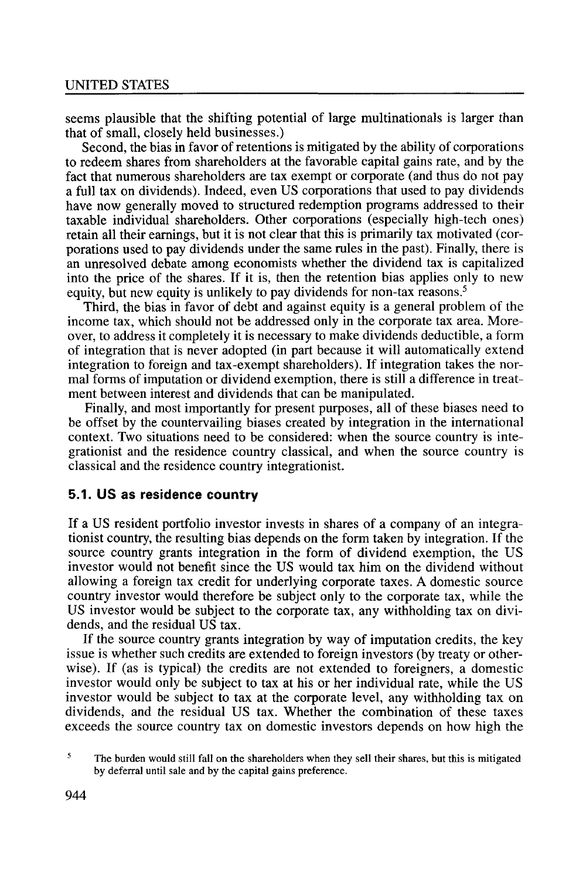seems plausible that the shifting potential of large multinationals is larger than that of small, closely held businesses.)

Second, the bias in favor of retentions is mitigated by the ability of corporations to redeem shares from shareholders at the favorable capital gains rate, and by the fact that numerous shareholders are tax exempt or corporate (and thus do not pay a full tax on dividends). Indeed, even US corporations that used to pay dividends have now generally moved to structured redemption programs addressed to their taxable individual shareholders. Other corporations (especially high-tech ones) retain all their earnings, but it is not clear that this is primarily tax motivated (corporations used to pay dividends under the same rules in the past). Finally, there is an unresolved debate among economists whether the dividend tax is capitalized into the price of the shares. If it is, then the retention bias applies only to new equity, but new equity is unlikely to pay dividends for non-tax reasons.[5]

Third, the bias in favor of debt and against equity is a general problem of the income tax, which should not be addressed only in the corporate tax area. Moreover, to address it completely it is necessary to make dividends deductible, a form of integration that is never adopted (in part because it will automatically extend integration to foreign and tax-exempt shareholders). If integration takes the normal forms of imputation or dividend exemption, there is still a difference in treatment between interest and dividends that can be manipulated.

Finally, and most importantly for present purposes, all of these biases need to be offset by the countervailing biases created by integration in the international context. Two situations need to be considered: when the source country is integrationist and the residence country classical, and when the source country is classical and the residence country integrationist.

### 5.1. US as residence country

If a US resident portfolio investor invests in shares of a company of an integrationist country, the resulting bias depends on the form taken by integration. If the source country grants integration in the form of dividend exemption, the US investor would not benefit since the US would tax him on the dividend without allowing a foreign tax credit for underlying corporate taxes. A domestic source country investor would therefore be subject only to the corporate tax, while the US investor would be subject to the corporate tax, any withholding tax on dividends, and the residual US tax.

If the source country grants integration by way of imputation credits, the key issue is whether such credits are extended to foreign investors (by treaty or otherwise). If (as is typical) the credits are not extended to foreigners, a domestic investor would only be subject to tax at his or her individual rate, while the US investor would be subject to tax at the corporate level, any withholding tax on dividends, and the residual US tax. Whether the combination of these taxes exceeds the source country tax on domestic investors depends on how high the

[5] The burden would still fall on the shareholders when they sell their shares, but this is mitigated by deferral until sale and by the capital gains preference.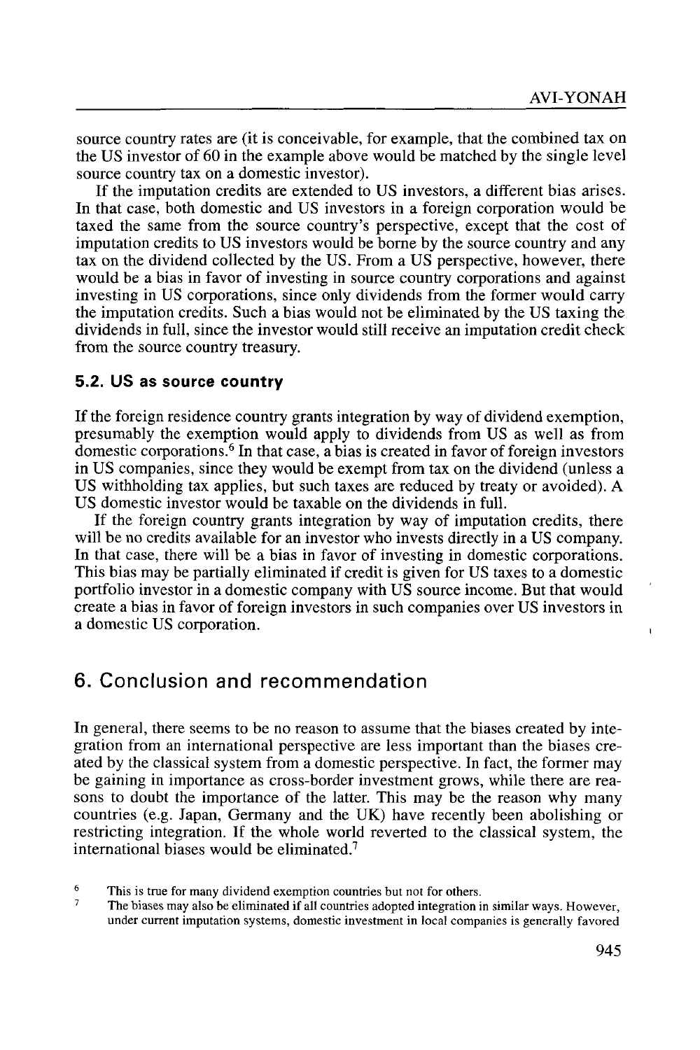source country rates are (it is conceivable, for example, that the combined tax on the US investor of 60 in the example above would be matched by the single level source country tax on a domestic investor).

If the imputation credits are extended to US investors, a different bias arises. In that case, both domestic and US investors in a foreign corporation would be taxed the same from the source country's perspective, except that the cost of imputation credits to US investors would be borne by the source country and any tax on the dividend collected by the US. From a US perspective, however, there would be a bias in favor of investing in source country corporations and against investing in US corporations, since only dividends from the former would carry the imputation credits. Such a bias would not be eliminated by the US taxing the dividends in full, since the investor would still receive an imputation credit check from the source country treasury.

### 5.2. US as source country

If the foreign residence country grants integration by way of dividend exemption, presumably the exemption would apply to dividends from US as well as from domestic corporations.[6] In that case, a bias is created in favor of foreign investors in US companies, since they would be exempt from tax on the dividend (unless a US withholding tax applies, but such taxes are reduced by treaty or avoided). A US domestic investor would be taxable on the dividends in full.

If the foreign country grants integration by way of imputation credits, there will be no credits available for an investor who invests directly in a US company. In that case, there will be a bias in favor of investing in domestic corporations. This bias may be partially eliminated if credit is given for US taxes to a domestic portfolio investor in a domestic company with US source income. But that would create a bias in favor of foreign investors in such companies over US investors in a domestic US corporation.

## 6. Conclusion and recommendation

In general, there seems to be no reason to assume that the biases created by integration from an international perspective are less important than the biases created by the classical system from a domestic perspective. In fact, the former may be gaining in importance as cross-border investment grows, while there are reasons to doubt the importance of the latter. This may be the reason why many countries (e.g. Japan, Germany and the UK) have recently been abolishing or restricting integration. If the whole world reverted to the classical system, the international biases would be eliminated.[7]

[6] This is true for many dividend exemption countries but not for others.

[7] The biases may also be eliminated if all countries adopted integration in similar ways. However, under current imputation systems, domestic investment in local companies is generally favored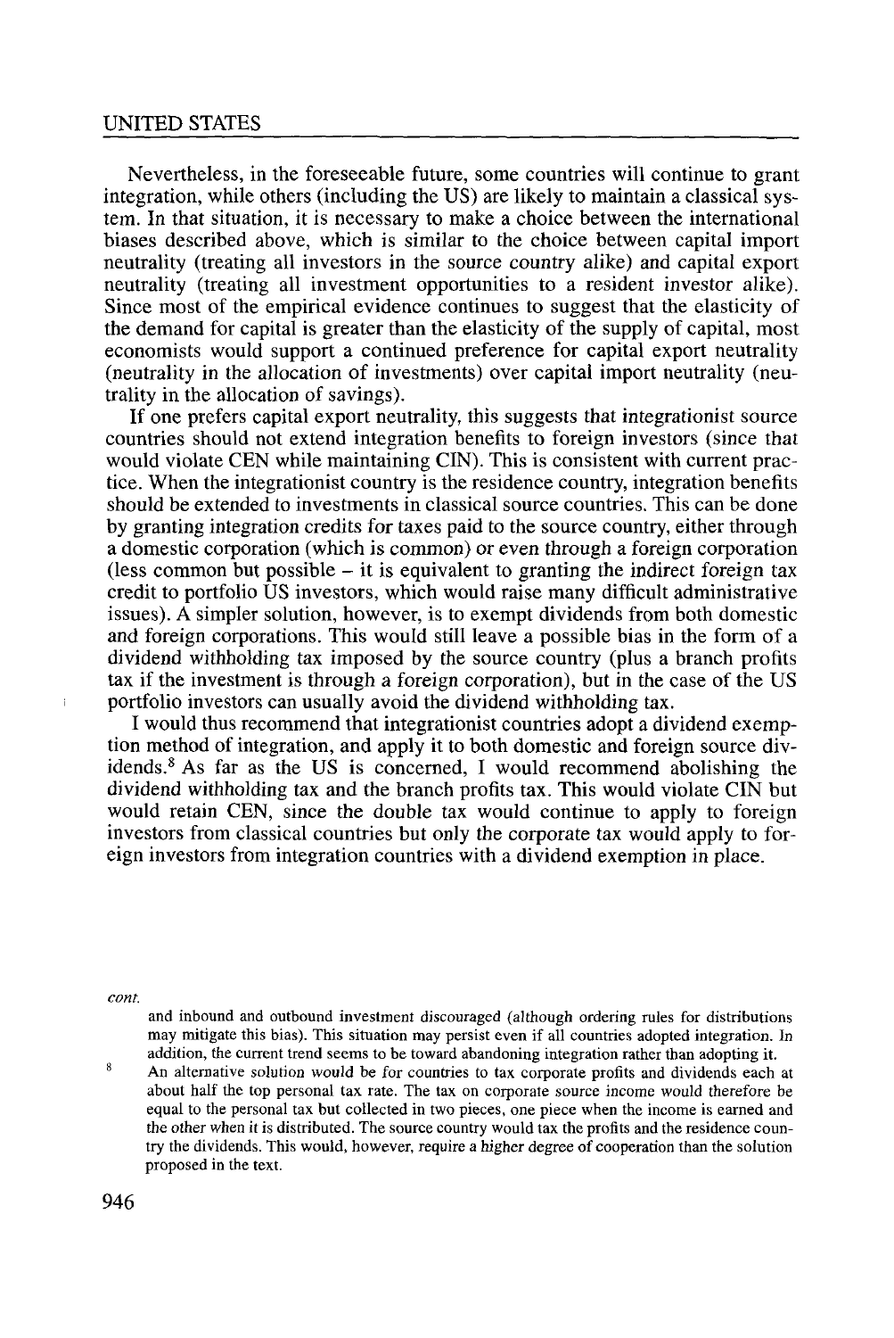Nevertheless, in the foreseeable future, some countries will continue to grant integration, while others (including the US) are likely to maintain a classical system. In that situation, it is necessary to make a choice between the international biases described above, which is similar to the choice between capital import neutrality (treating all investors in the source country alike) and capital export neutrality (treating all investment opportunities to a resident investor alike). Since most of the empirical evidence continues to suggest that the elasticity of the demand for capital is greater than the elasticity of the supply of capital, most economists would support a continued preference for capital export neutrality (neutrality in the allocation of investments) over capital import neutrality (neutrality in the allocation of savings).

If one prefers capital export neutrality, this suggests that integrationist source countries should not extend integration benefits to foreign investors (since that would violate CEN while maintaining CIN). This is consistent with current practice. When the integrationist country is the residence country, integration benefits should be extended to investments in classical source countries. This can be done by granting integration credits for taxes paid to the source country, either through a domestic corporation (which is common) or even through a foreign corporation (less common but possible – it is equivalent to granting the indirect foreign tax credit to portfolio US investors, which would raise many difficult administrative issues). A simpler solution, however, is to exempt dividends from both domestic and foreign corporations. This would still leave a possible bias in the form of a dividend withholding tax imposed by the source country (plus a branch profits tax if the investment is through a foreign corporation), but in the case of the US portfolio investors can usually avoid the dividend withholding tax.

I would thus recommend that integrationist countries adopt a dividend exemption method of integration, and apply it to both domestic and foreign source dividends.[8] As far as the US is concerned, I would recommend abolishing the dividend withholding tax and the branch profits tax. This would violate CIN but would retain CEN, since the double tax would continue to apply to foreign investors from classical countries but only the corporate tax would apply to foreign investors from integration countries with a dividend exemption in place.

*cont.*

and inbound and outbound investment discouraged (although ordering rules for distributions may mitigate this bias). This situation may persist even if all countries adopted integration. In addition, the current trend seems to be toward abandoning integration rather than adopting it.

8 An alternative solution would be for countries to tax corporate profits and dividends each at about half the top personal tax rate. The tax on corporate source income would therefore be equal to the personal tax but collected in two pieces, one piece when the income is earned and the other when it is distributed. The source country would tax the profits and the residence country the dividends. This would, however, require a higher degree of cooperation than the solution proposed in the text.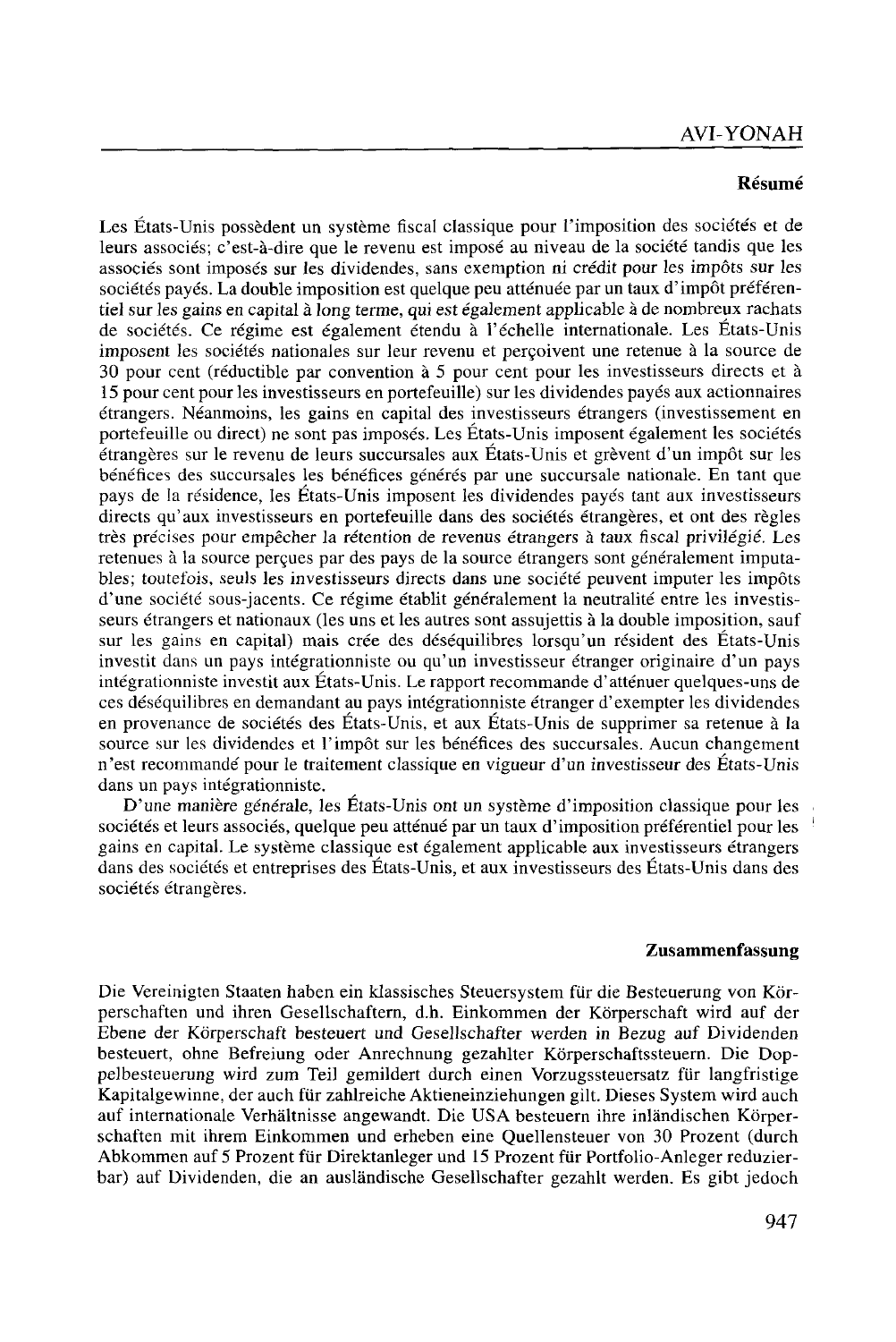## Résumé

Les États-Unis possèdent un système fiscal classique pour l'imposition des sociétés et de leurs associés; c'est-à-dire que le revenu est imposé au niveau de la société tandis que les associés sont imposés sur les dividendes, sans exemption ni crédit pour les impôts sur les sociétés payés. La double imposition est quelque peu atténuée par un taux d'impôt préférentiel sur les gains en capital à long terme, qui est également applicable à de nombreux rachats de sociétés. Ce régime est également étendu à l'échelle internationale. Les États-Unis imposent les sociétés nationales sur leur revenu et perçoivent une retenue à la source de 30 pour cent (réductible par convention à 5 pour cent pour les investisseurs directs et à 15 pour cent pour les investisseurs en portefeuille) sur les dividendes payés aux actionnaires étrangers. Néanmoins, les gains en capital des investisseurs étrangers (investissement en portefeuille ou direct) ne sont pas imposés. Les États-Unis imposent également les sociétés étrangères sur le revenu de leurs succursales aux États-Unis et grèvent d'un impôt sur les bénéfices des succursales les bénéfices générés par une succursale nationale. En tant que pays de la résidence, les États-Unis imposent les dividendes payés tant aux investisseurs directs qu'aux investisseurs en portefeuille dans des sociétés étrangères, et ont des règles très précises pour empêcher la rétention de revenus étrangers à taux fiscal privilégié. Les retenues à la source perçues par des pays de la source étrangers sont généralement imputables; toutefois, seuls les investisseurs directs dans une société peuvent imputer les impôts d'une société sous-jacents. Ce régime établit généralement la neutralité entre les investisseurs étrangers et nationaux (les uns et les autres sont assujettis à la double imposition, sauf sur les gains en capital) mais crée des déséquilibres lorsqu'un résident des États-Unis investit dans un pays intégrationniste ou qu'un investisseur étranger originaire d'un pays intégrationniste investit aux États-Unis. Le rapport recommande d'atténuer quelques-uns de ces déséquilibres en demandant au pays intégrationniste étranger d'exempter les dividendes en provenance de sociétés des États-Unis, et aux États-Unis de supprimer sa retenue à la source sur les dividendes et l'impôt sur les bénéfices des succursales. Aucun changement n'est recommandé pour le traitement classique en vigueur d'un investisseur des États-Unis dans un pays intégrationniste.

D'une manière générale, les États-Unis ont un système d'imposition classique pour les sociétés et leurs associés, quelque peu atténué par un taux d'imposition préférentiel pour les gains en capital. Le système classique est également applicable aux investisseurs étrangers dans des sociétés et entreprises des États-Unis, et aux investisseurs des États-Unis dans des sociétés étrangères.

## Zusammenfassung

Die Vereinigten Staaten haben ein klassisches Steuersystem für die Besteuerung von Körperschaften und ihren Gesellschaftern, d.h. Einkommen der Körperschaft wird auf der Ebene der Körperschaft besteuert und Gesellschafter werden in Bezug auf Dividenden besteuert, ohne Befreiung oder Anrechnung gezahlter Körperschaftssteuern. Die Doppelbesteuerung wird zum Teil gemildert durch einen Vorzugssteuersatz für langfristige Kapitalgewinne, der auch für zahlreiche Aktieneinziehungen gilt. Dieses System wird auch auf internationale Verhältnisse angewandt. Die USA besteuern ihre inländischen Körperschaften mit ihrem Einkommen und erheben eine Quellensteuer von 30 Prozent (durch Abkommen auf 5 Prozent für Direktanleger und 15 Prozent für Portfolio-Anleger reduzierbar) auf Dividenden, die an ausländische Gesellschafter gezahlt werden. Es gibt jedoch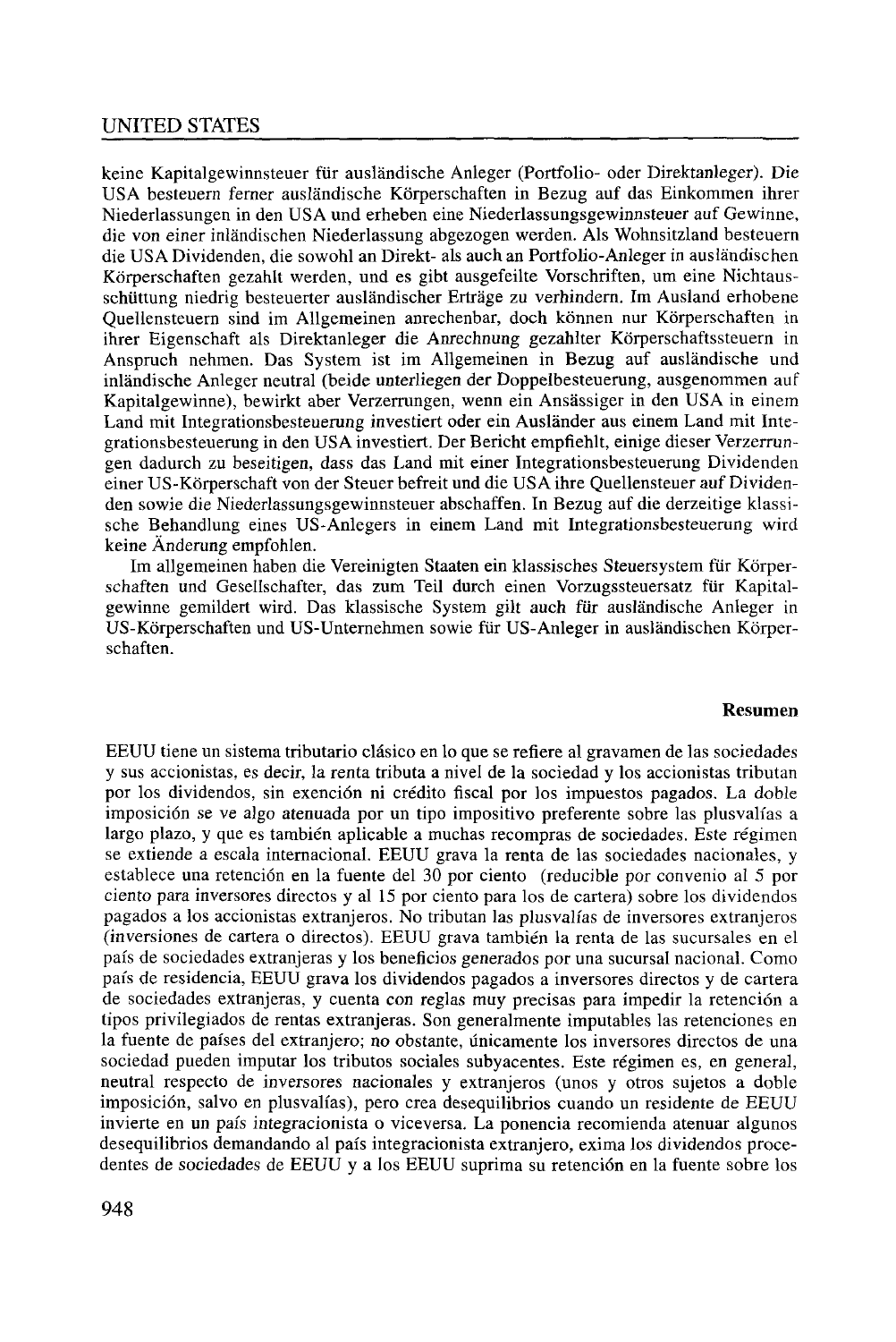keine Kapitalgewinnsteuer für ausländische Anleger (Portfolio- oder Direktanleger). Die USA besteuern ferner ausländische Körperschaften in Bezug auf das Einkommen ihrer Niederlassungen in den USA und erheben eine Niederlassungsgewinnsteuer auf Gewinne, die von einer inländischen Niederlassung abgezogen werden. Als Wohnsitzland besteuern die USA Dividenden, die sowohl an Direkt- als auch an Portfolio-Anleger in ausländischen Körperschaften gezahlt werden, und es gibt ausgefeilte Vorschriften, um eine Nichtausschüttung niedrig besteuerter ausländischer Erträge zu verhindern. Im Ausland erhobene Quellensteuern sind im Allgemeinen anrechenbar, doch können nur Körperschaften in ihrer Eigenschaft als Direktanleger die Anrechnung gezahlter Körperschaftssteuern in Anspruch nehmen. Das System ist im Allgemeinen in Bezug auf ausländische und inländische Anleger neutral (beide unterliegen der Doppelbesteuerung, ausgenommen auf Kapitalgewinne), bewirkt aber Verzerrungen, wenn ein Ansässiger in den USA in einem Land mit Integrationsbesteuerung investiert oder ein Ausländer aus einem Land mit Integrationsbesteuerung in den USA investiert. Der Bericht empfiehlt, einige dieser Verzerrungen dadurch zu beseitigen, dass das Land mit einer Integrationsbesteuerung Dividenden einer US-Körperschaft von der Steuer befreit und die USA ihre Quellensteuer auf Dividenden sowie die Niederlassungsgewinnsteuer abschaffen. In Bezug auf die derzeitige klassische Behandlung eines US-Anlegers in einem Land mit Integrationsbesteuerung wird keine Änderung empfohlen.

Im allgemeinen haben die Vereinigten Staaten ein klassisches Steuersystem für Körperschaften und Gesellschafter, das zum Teil durch einen Vorzugssteuersatz für Kapitalgewinne gemildert wird. Das klassische System gilt auch für ausländische Anleger in US-Körperschaften und US-Unternehmen sowie für US-Anleger in ausländischen Körperschaften.

## Resumen

EEUU tiene un sistema tributario clásico en lo que se refiere al gravamen de las sociedades y sus accionistas, es decir, la renta tributa a nivel de la sociedad y los accionistas tributan por los dividendos, sin exención ni crédito fiscal por los impuestos pagados. La doble imposición se ve algo atenuada por un tipo impositivo preferente sobre las plusvalías a largo plazo, y que es también aplicable a muchas recompras de sociedades. Este régimen se extiende a escala internacional. EEUU grava la renta de las sociedades nacionales, y establece una retención en la fuente del 30 por ciento (reducible por convenio al 5 por ciento para inversores directos y al 15 por ciento para los de cartera) sobre los dividendos pagados a los accionistas extranjeros. No tributan las plusvalías de inversores extranjeros (inversiones de cartera o directos). EEUU grava también la renta de las sucursales en el país de sociedades extranjeras y los beneficios generados por una sucursal nacional. Como país de residencia, EEUU grava los dividendos pagados a inversores directos y de cartera de sociedades extranjeras, y cuenta con reglas muy precisas para impedir la retención a tipos privilegiados de rentas extranjeras. Son generalmente imputables las retenciones en la fuente de países del extranjero; no obstante, únicamente los inversores directos de una sociedad pueden imputar los tributos sociales subyacentes. Este régimen es, en general, neutral respecto de inversores nacionales y extranjeros (unos y otros sujetos a doble imposición, salvo en plusvalías), pero crea desequilibrios cuando un residente de EEUU invierte en un país integracionista o viceversa. La ponencia recomienda atenuar algunos desequilibrios demandando al país integracionista extranjero, exima los dividendos procedentes de sociedades de EEUU y a los EEUU suprima su retención en la fuente sobre los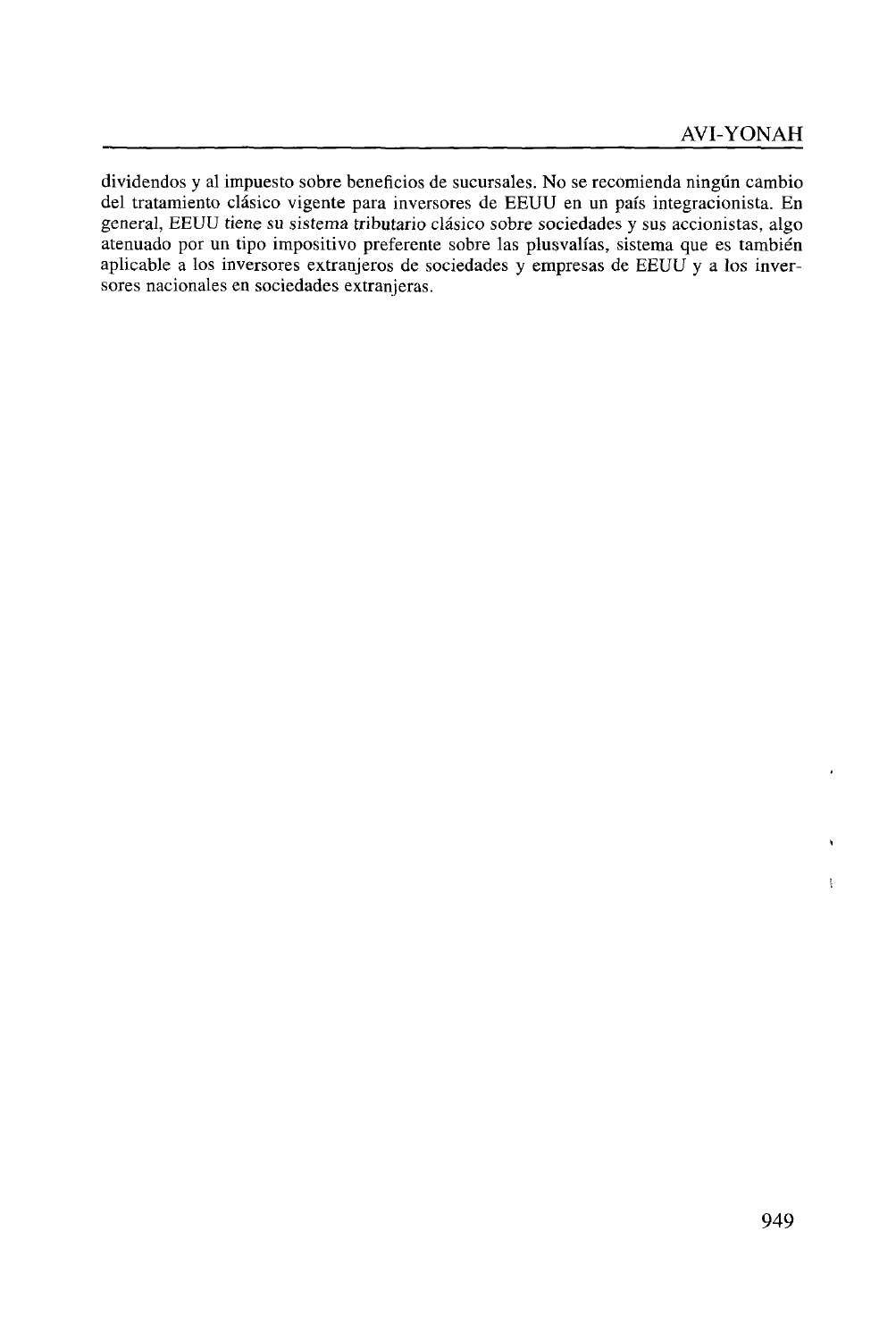dividendos y al impuesto sobre beneficios de sucursales. No se recomienda ningún cambio del tratamiento clásico vigente para inversores de EEUU en un país integracionista. En general, EEUU tiene su sistema tributario clásico sobre sociedades y sus accionistas, algo atenuado por un tipo impositivo preferente sobre las plusvalías, sistema que es también aplicable a los inversores extranjeros de sociedades y empresas de EEUU y a los inversores nacionales en sociedades extranjeras.